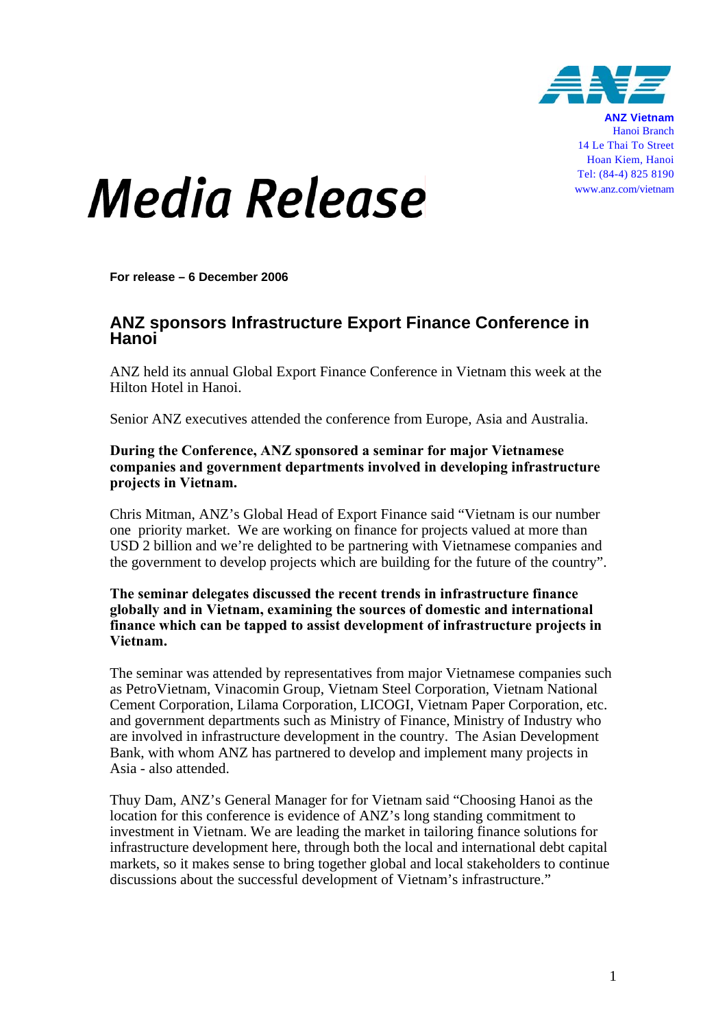ANZ Vietnam
Hanoi Branch
14 Le Thai To Street
Hoan Kiem, Hanoi
Tel: (84-4) 825 8190
www.anz.com/vietnam

# *Media Release*

**For release – 6 December 2006**

## ANZ sponsors Infrastructure Export Finance Conference in Hanoi

ANZ held its annual Global Export Finance Conference in Vietnam this week at the Hilton Hotel in Hanoi.

Senior ANZ executives attended the conference from Europe, Asia and Australia.

**During the Conference, ANZ sponsored a seminar for major Vietnamese companies and government departments involved in developing infrastructure projects in Vietnam.**

Chris Mitman, ANZ's Global Head of Export Finance said "Vietnam is our number one priority market. We are working on finance for projects valued at more than USD 2 billion and we're delighted to be partnering with Vietnamese companies and the government to develop projects which are building for the future of the country".

**The seminar delegates discussed the recent trends in infrastructure finance globally and in Vietnam, examining the sources of domestic and international finance which can be tapped to assist development of infrastructure projects in Vietnam.**

The seminar was attended by representatives from major Vietnamese companies such as PetroVietnam, Vinacomin Group, Vietnam Steel Corporation, Vietnam National Cement Corporation, Lilama Corporation, LICOGI, Vietnam Paper Corporation, etc. and government departments such as Ministry of Finance, Ministry of Industry who are involved in infrastructure development in the country. The Asian Development Bank, with whom ANZ has partnered to develop and implement many projects in Asia - also attended.

Thuy Dam, ANZ's General Manager for for Vietnam said "Choosing Hanoi as the location for this conference is evidence of ANZ's long standing commitment to investment in Vietnam. We are leading the market in tailoring finance solutions for infrastructure development here, through both the local and international debt capital markets, so it makes sense to bring together global and local stakeholders to continue discussions about the successful development of Vietnam's infrastructure."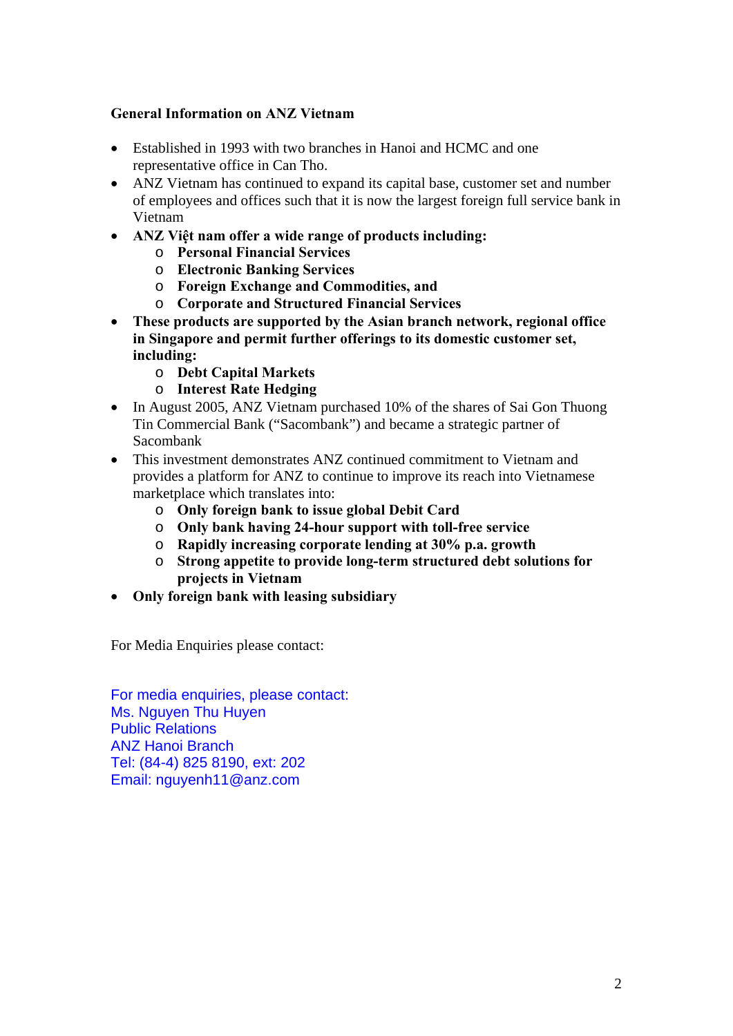**General Information on ANZ Vietnam**

- Established in 1993 with two branches in Hanoi and HCMC and one representative office in Can Tho.
- ANZ Vietnam has continued to expand its capital base, customer set and number of employees and offices such that it is now the largest foreign full service bank in Vietnam
- **ANZ Việt nam offer a wide range of products including:**
  - **Personal Financial Services**
  - **Electronic Banking Services**
  - **Foreign Exchange and Commodities, and**
  - **Corporate and Structured Financial Services**
- **These products are supported by the Asian branch network, regional office in Singapore and permit further offerings to its domestic customer set, including:**
  - **Debt Capital Markets**
  - **Interest Rate Hedging**
- In August 2005, ANZ Vietnam purchased 10% of the shares of Sai Gon Thuong Tin Commercial Bank ("Sacombank") and became a strategic partner of Sacombank
- This investment demonstrates ANZ continued commitment to Vietnam and provides a platform for ANZ to continue to improve its reach into Vietnamese marketplace which translates into:
  - **Only foreign bank to issue global Debit Card**
  - **Only bank having 24-hour support with toll-free service**
  - **Rapidly increasing corporate lending at 30% p.a. growth**
  - **Strong appetite to provide long-term structured debt solutions for projects in Vietnam**
- **Only foreign bank with leasing subsidiary**

For Media Enquiries please contact:

For media enquiries, please contact:
Ms. Nguyen Thu Huyen
Public Relations
ANZ Hanoi Branch
Tel: (84-4) 825 8190, ext: 202
Email: nguyenh11@anz.com